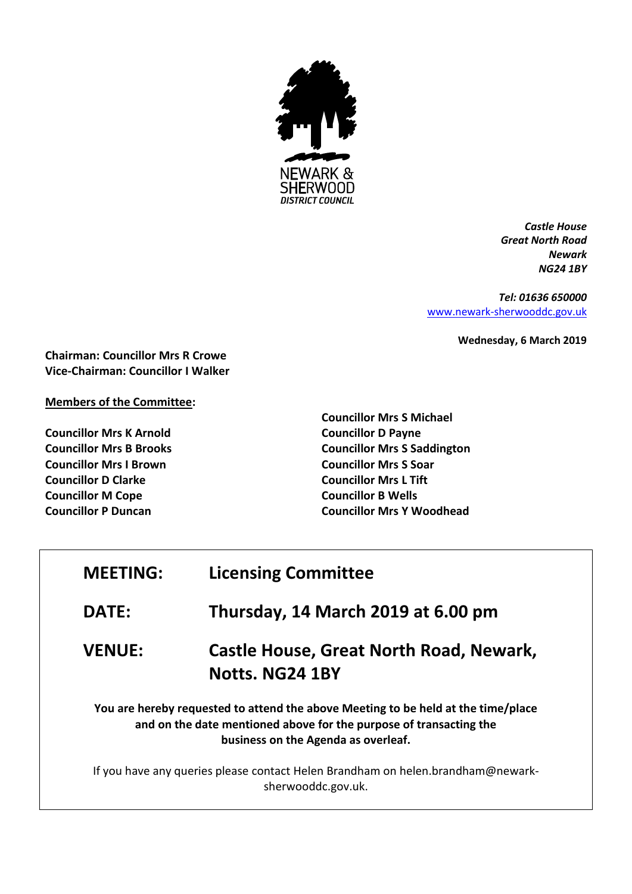NEWARK & SHERWOOD DISTRICT COUNCIL

*Castle House*
*Great North Road*
*Newark*
*NG24 1BY*

*Tel: 01636 650000*
[www.newark-sherwooddc.gov.uk](http://www.newark-sherwooddc.gov.uk)

**Wednesday, 6 March 2019**

**Chairman: Councillor Mrs R Crowe**
**Vice-Chairman: Councillor I Walker**

**Members of the Committee:**

**Councillor Mrs K Arnold**
**Councillor Mrs B Brooks**
**Councillor Mrs I Brown**
**Councillor D Clarke**
**Councillor M Cope**
**Councillor P Duncan**
**Councillor Mrs S Michael**
**Councillor D Payne**
**Councillor Mrs S Saddington**
**Councillor Mrs S Soar**
**Councillor Mrs L Tift**
**Councillor B Wells**
**Councillor Mrs Y Woodhead**

| | |
|---|---|
| **MEETING:** | **Licensing Committee** |
| **DATE:** | **Thursday, 14 March 2019 at 6.00 pm** |
| **VENUE:** | **Castle House, Great North Road, Newark, Notts. NG24 1BY** |

**You are hereby requested to attend the above Meeting to be held at the time/place and on the date mentioned above for the purpose of transacting the business on the Agenda as overleaf.**

If you have any queries please contact Helen Brandham on helen.brandham@newark-sherwooddc.gov.uk.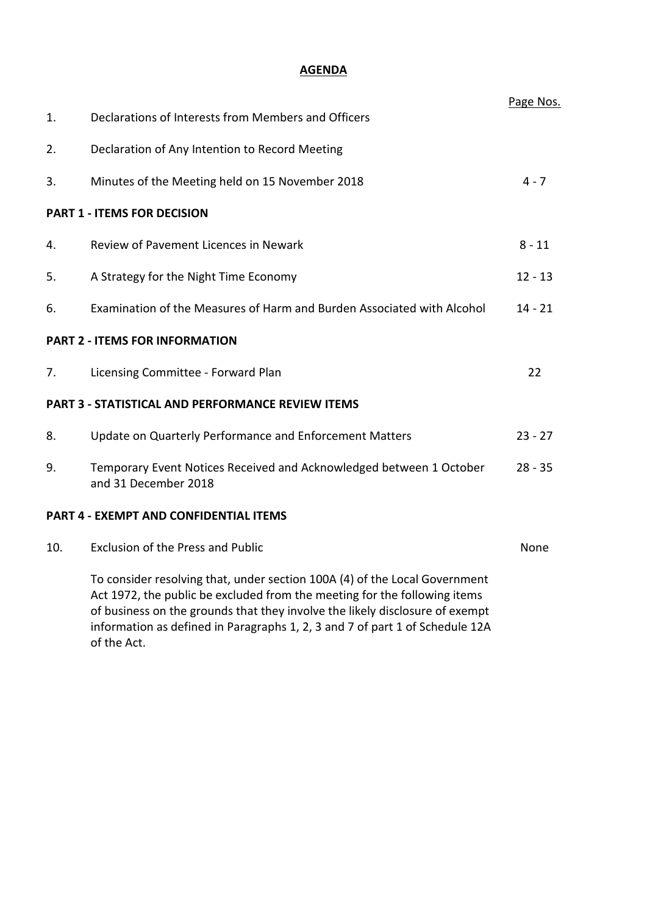# AGENDA

| | | Page Nos. |
|---|---|---|
| 1. | Declarations of Interests from Members and Officers | |
| 2. | Declaration of Any Intention to Record Meeting | |
| 3. | Minutes of the Meeting held on 15 November 2018 | 4 - 7 |
| **PART 1 - ITEMS FOR DECISION** | | |
| 4. | Review of Pavement Licences in Newark | 8 - 11 |
| 5. | A Strategy for the Night Time Economy | 12 - 13 |
| 6. | Examination of the Measures of Harm and Burden Associated with Alcohol | 14 - 21 |
| **PART 2 - ITEMS FOR INFORMATION** | | |
| 7. | Licensing Committee - Forward Plan | 22 |
| **PART 3 - STATISTICAL AND PERFORMANCE REVIEW ITEMS** | | |
| 8. | Update on Quarterly Performance and Enforcement Matters | 23 - 27 |
| 9. | Temporary Event Notices Received and Acknowledged between 1 October and 31 December 2018 | 28 - 35 |
| **PART 4 - EXEMPT AND CONFIDENTIAL ITEMS** | | |
| 10. | Exclusion of the Press and Public | None |

To consider resolving that, under section 100A (4) of the Local Government Act 1972, the public be excluded from the meeting for the following items of business on the grounds that they involve the likely disclosure of exempt information as defined in Paragraphs 1, 2, 3 and 7 of part 1 of Schedule 12A of the Act.